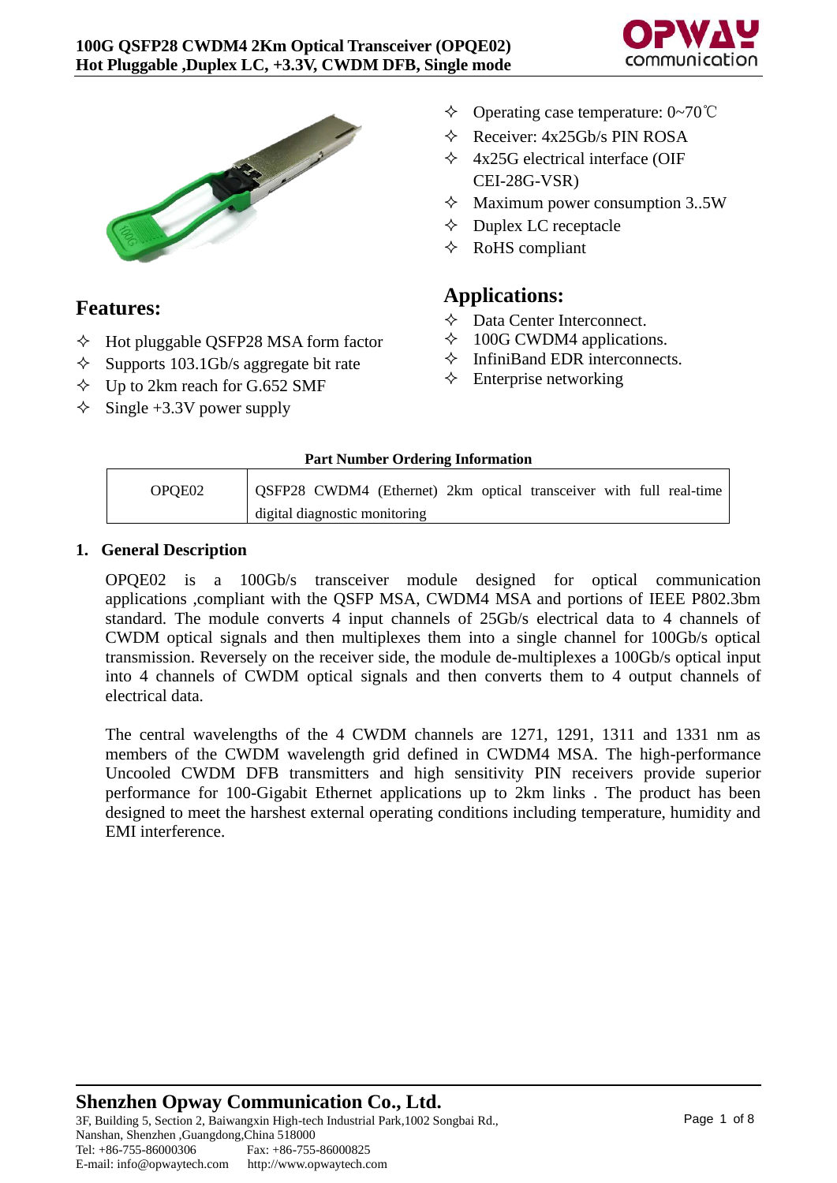# 100G QSFP28 CWDM4 2Km Optical Transceiver (OPQE02)
**Hot Pluggable ,Duplex LC, +3.3V, CWDM DFB, Single mode**

## Features:

- ✧ Hot pluggable QSFP28 MSA form factor
- ✧ Supports 103.1Gb/s aggregate bit rate
- ✧ Up to 2km reach for G.652 SMF
- ✧ Single +3.3V power supply
- ✧ Operating case temperature: 0~70℃
- ✧ Receiver: 4x25Gb/s PIN ROSA
- ✧ 4x25G electrical interface (OIF CEI-28G-VSR)
- ✧ Maximum power consumption 3..5W
- ✧ Duplex LC receptacle
- ✧ RoHS compliant

## Applications:

- ✧ Data Center Interconnect.
- ✧ 100G CWDM4 applications.
- ✧ InfiniBand EDR interconnects.
- ✧ Enterprise networking

**Part Number Ordering Information**

| OPQE02 | QSFP28 CWDM4 (Ethernet) 2km optical transceiver with full real-time digital diagnostic monitoring |
|---|---|

## 1. General Description

OPQE02 is a 100Gb/s transceiver module designed for optical communication applications ,compliant with the QSFP MSA, CWDM4 MSA and portions of IEEE P802.3bm standard. The module converts 4 input channels of 25Gb/s electrical data to 4 channels of CWDM optical signals and then multiplexes them into a single channel for 100Gb/s optical transmission. Reversely on the receiver side, the module de-multiplexes a 100Gb/s optical input into 4 channels of CWDM optical signals and then converts them to 4 output channels of electrical data.

The central wavelengths of the 4 CWDM channels are 1271, 1291, 1311 and 1331 nm as members of the CWDM wavelength grid defined in CWDM4 MSA. The high-performance Uncooled CWDM DFB transmitters and high sensitivity PIN receivers provide superior performance for 100-Gigabit Ethernet applications up to 2km links . The product has been designed to meet the harshest external operating conditions including temperature, humidity and EMI interference.

**Shenzhen Opway Communication Co., Ltd.**
3F, Building 5, Section 2, Baiwangxin High-tech Industrial Park,1002 Songbai Rd., Nanshan, Shenzhen ,Guangdong,China 518000
Tel: +86-755-86000306 Fax: +86-755-86000825
E-mail: info@opwaytech.com http://www.opwaytech.com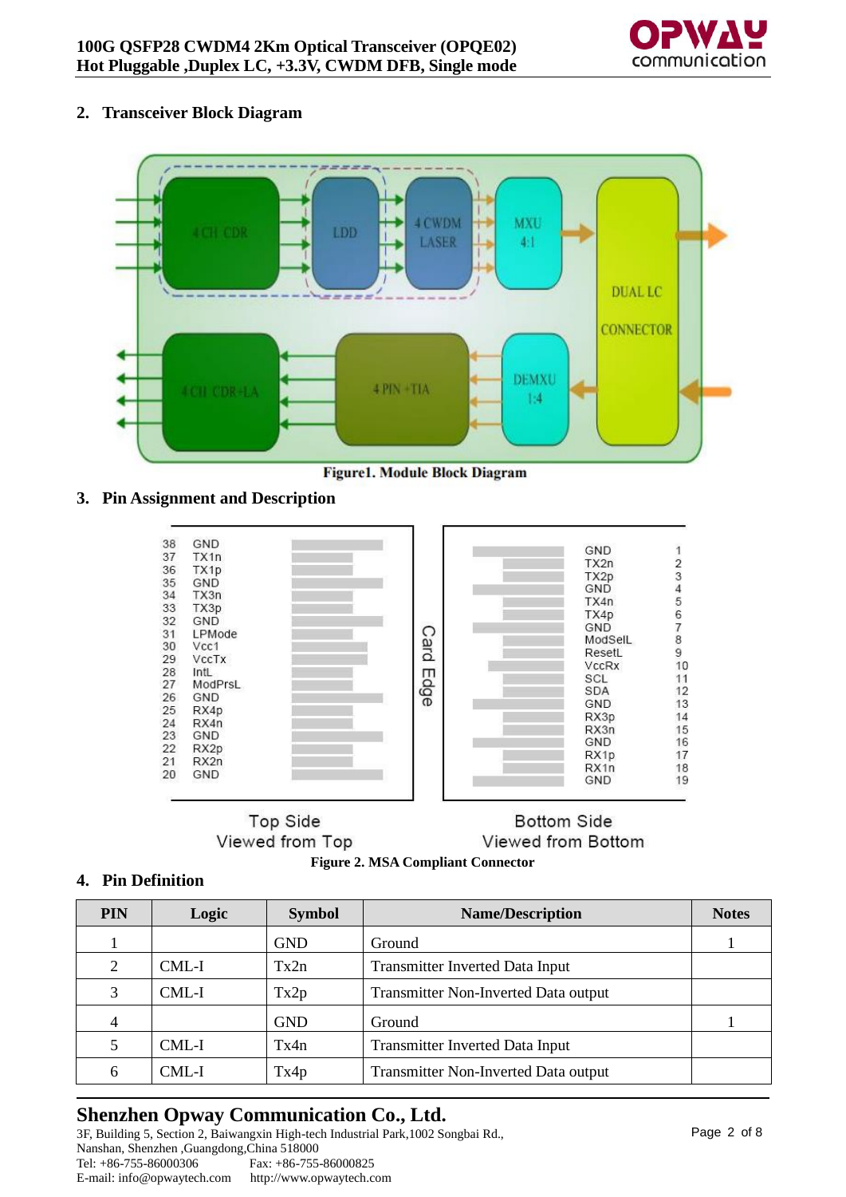## 2. Transceiver Block Diagram

Figure1. Module Block Diagram

## 3. Pin Assignment and Description

Figure 2. MSA Compliant Connector

## 4. Pin Definition

| PIN | Logic | Symbol | Name/Description | Notes |
|---|---|---|---|---|
| 1 | | GND | Ground | 1 |
| 2 | CML-I | Tx2n | Transmitter Inverted Data Input | |
| 3 | CML-I | Tx2p | Transmitter Non-Inverted Data output | |
| 4 | | GND | Ground | 1 |
| 5 | CML-I | Tx4n | Transmitter Inverted Data Input | |
| 6 | CML-I | Tx4p | Transmitter Non-Inverted Data output | |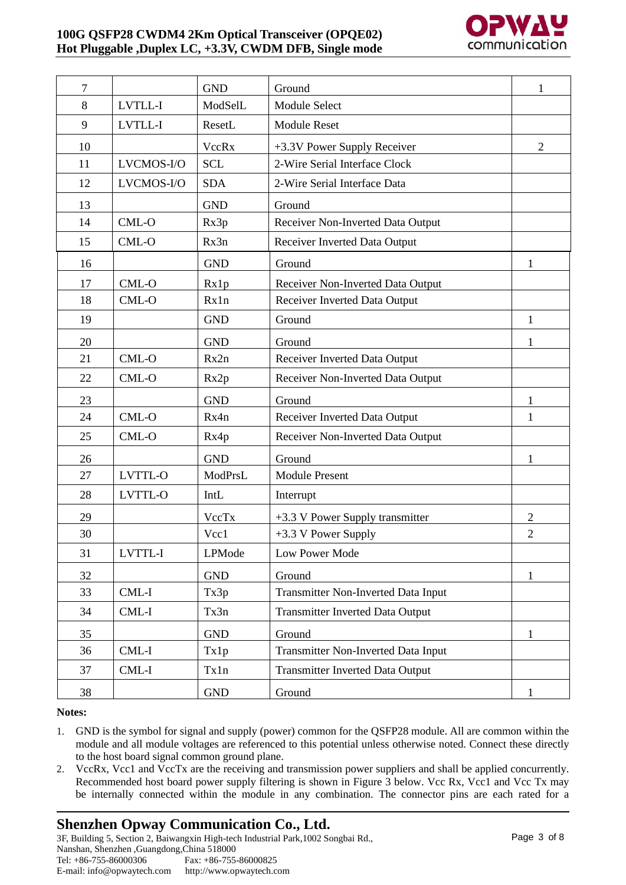| 7 | | GND | Ground | 1 |
|---|---|---|---|---|
| 8 | LVTLL-I | ModSelL | Module Select | |
| 9 | LVTLL-I | ResetL | Module Reset | |
| 10 | | VccRx | +3.3V Power Supply Receiver | 2 |
| 11 | LVCMOS-I/O | SCL | 2-Wire Serial Interface Clock | |
| 12 | LVCMOS-I/O | SDA | 2-Wire Serial Interface Data | |
| 13 | | GND | Ground | |
| 14 | CML-O | Rx3p | Receiver Non-Inverted Data Output | |
| 15 | CML-O | Rx3n | Receiver Inverted Data Output | |
| 16 | | GND | Ground | 1 |
| 17 | CML-O | Rx1p | Receiver Non-Inverted Data Output | |
| 18 | CML-O | Rx1n | Receiver Inverted Data Output | |
| 19 | | GND | Ground | 1 |
| 20 | | GND | Ground | 1 |
| 21 | CML-O | Rx2n | Receiver Inverted Data Output | |
| 22 | CML-O | Rx2p | Receiver Non-Inverted Data Output | |
| 23 | | GND | Ground | 1 |
| 24 | CML-O | Rx4n | Receiver Inverted Data Output | 1 |
| 25 | CML-O | Rx4p | Receiver Non-Inverted Data Output | |
| 26 | | GND | Ground | 1 |
| 27 | LVTTL-O | ModPrsL | Module Present | |
| 28 | LVTTL-O | IntL | Interrupt | |
| 29 | | VccTx | +3.3 V Power Supply transmitter | 2 |
| 30 | | Vcc1 | +3.3 V Power Supply | 2 |
| 31 | LVTTL-I | LPMode | Low Power Mode | |
| 32 | | GND | Ground | 1 |
| 33 | CML-I | Tx3p | Transmitter Non-Inverted Data Input | |
| 34 | CML-I | Tx3n | Transmitter Inverted Data Output | |
| 35 | | GND | Ground | 1 |
| 36 | CML-I | Tx1p | Transmitter Non-Inverted Data Input | |
| 37 | CML-I | Tx1n | Transmitter Inverted Data Output | |
| 38 | | GND | Ground | 1 |

**Notes:**

1. GND is the symbol for signal and supply (power) common for the QSFP28 module. All are common within the module and all module voltages are referenced to this potential unless otherwise noted. Connect these directly to the host board signal common ground plane.
2. VccRx, Vcc1 and VccTx are the receiving and transmission power suppliers and shall be applied concurrently. Recommended host board power supply filtering is shown in Figure 3 below. Vcc Rx, Vcc1 and Vcc Tx may be internally connected within the module in any combination. The connector pins are each rated for a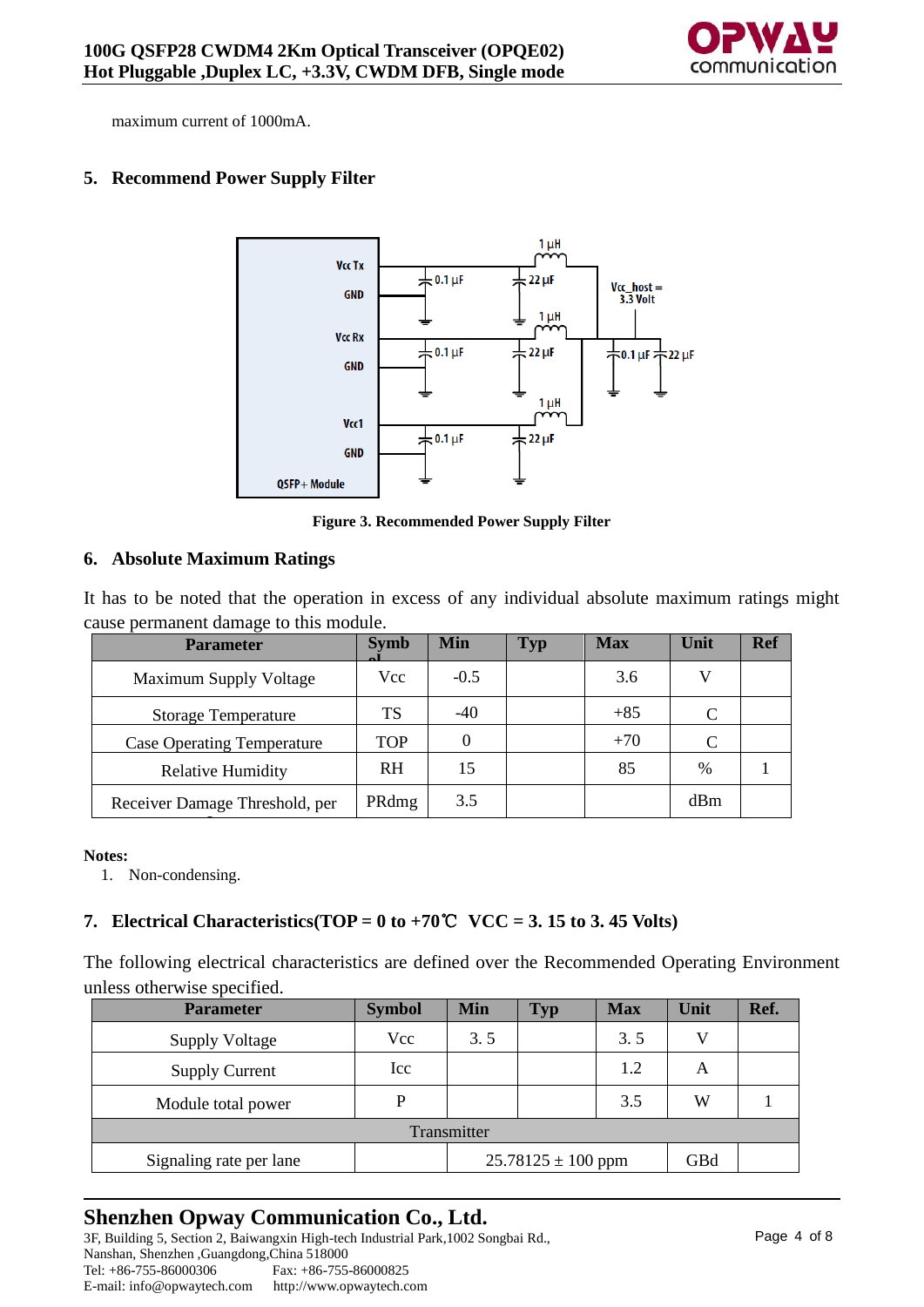maximum current of 1000mA.

## 5. Recommend Power Supply Filter

**Figure 3. Recommended Power Supply Filter**

## 6. Absolute Maximum Ratings

It has to be noted that the operation in excess of any individual absolute maximum ratings might cause permanent damage to this module.

| Parameter | Symbol | Min | Typ | Max | Unit | Ref |
|---|---|---|---|---|---|---|
| Maximum Supply Voltage | Vcc | -0.5 | | 3.6 | V | |
| Storage Temperature | TS | -40 | | +85 | C | |
| Case Operating Temperature | TOP | 0 | | +70 | C | |
| Relative Humidity | RH | 15 | | 85 | % | 1 |
| Receiver Damage Threshold, per Lane | PRdmg | 3.5 | | | dBm | |

**Notes:**

1. Non-condensing.

## 7. Electrical Characteristics(TOP = 0 to +70℃ VCC = 3. 15 to 3. 45 Volts)

The following electrical characteristics are defined over the Recommended Operating Environment unless otherwise specified.

| Parameter | Symbol | Min | Typ | Max | Unit | Ref. |
|---|---|---|---|---|---|---|
| Supply Voltage | Vcc | 3. 5 | | 3. 5 | V | |
| Supply Current | Icc | | | 1.2 | A | |
| Module total power | P | | | 3.5 | W | 1 |
| Transmitter | | | | | | |
| Signaling rate per lane | | 25.78125 ± 100 ppm | | | GBd | |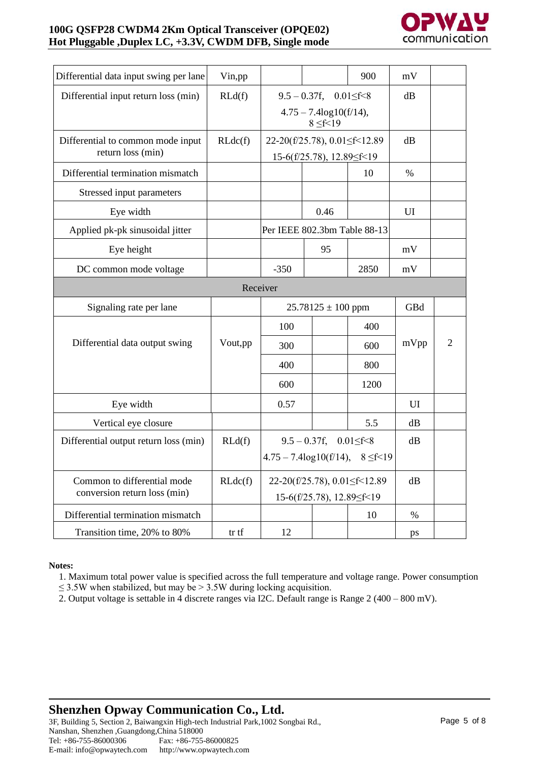| Parameter | Symbol | Min | Typ | Max | Unit | Notes |
|---|---|---|---|---|---|---|
| Differential data input swing per lane | Vin,pp | | | 900 | mV | |
| Differential input return loss (min) | RLd(f) | 9.5 – 0.37f, 0.01≤f<8<br>4.75 – 7.4log10(f/14), 8 ≤f<19 | | | dB | |
| Differential to common mode input return loss (min) | RLdc(f) | 22-20(f/25.78), 0.01≤f<12.89<br>15-6(f/25.78), 12.89≤f<19 | | | dB | |
| Differential termination mismatch | | | | 10 | % | |
| Stressed input parameters | | | | | | |
| Eye width | | | 0.46 | | UI | |
| Applied pk-pk sinusoidal jitter | | Per IEEE 802.3bm Table 88-13 | | | | |
| Eye height | | | 95 | | mV | |
| DC common mode voltage | | -350 | | 2850 | mV | |
| **Receiver** | | | | | | |
| Signaling rate per lane | | 25.78125 ± 100 ppm | | | GBd | |
| Differential data output swing | Vout,pp | 100 | | 400 | mVpp | 2 |
| | | 300 | | 600 | | |
| | | 400 | | 800 | | |
| | | 600 | | 1200 | | |
| Eye width | | 0.57 | | | UI | |
| Vertical eye closure | | | | 5.5 | dB | |
| Differential output return loss (min) | RLd(f) | 9.5 – 0.37f, 0.01≤f<8<br>4.75 – 7.4log10(f/14), 8 ≤f<19 | | | dB | |
| Common to differential mode conversion return loss (min) | RLdc(f) | 22-20(f/25.78), 0.01≤f<12.89<br>15-6(f/25.78), 12.89≤f<19 | | | dB | |
| Differential termination mismatch | | | | 10 | % | |
| Transition time, 20% to 80% | tr tf | 12 | | | ps | |

**Notes:**

1. Maximum total power value is specified across the full temperature and voltage range. Power consumption ≤ 3.5W when stabilized, but may be > 3.5W during locking acquisition.
2. Output voltage is settable in 4 discrete ranges via I2C. Default range is Range 2 (400 – 800 mV).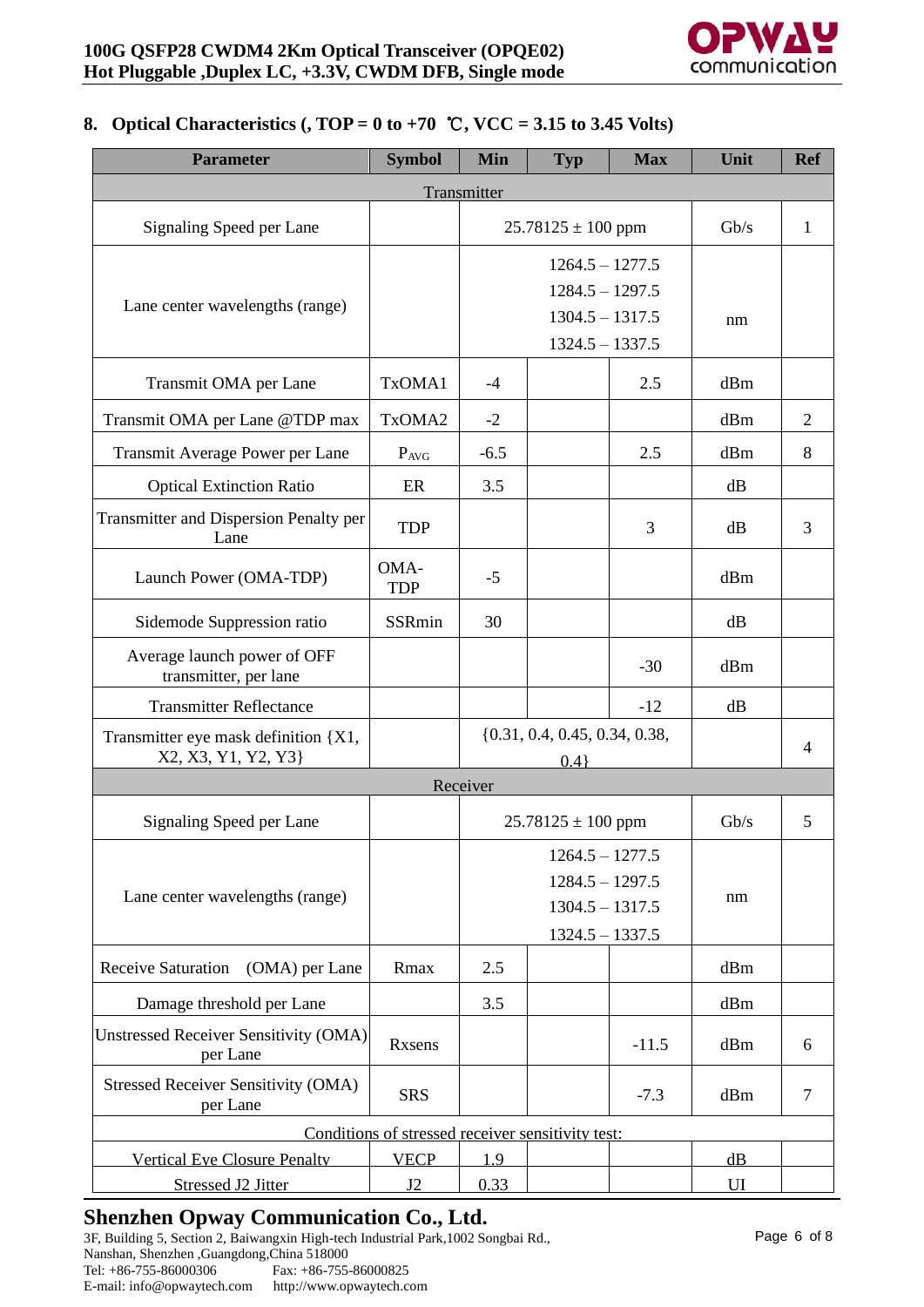## 8. Optical Characteristics (, TOP = 0 to +70 ℃, VCC = 3.15 to 3.45 Volts)

| Parameter | Symbol | Min | Typ | Max | Unit | Ref |
|---|---|---|---|---|---|---|
| Transmitter | | | | | | |
| Signaling Speed per Lane | | 25.78125 ± 100 ppm | | | Gb/s | 1 |
| Lane center wavelengths (range) | | 1264.5 – 1277.5<br>1284.5 – 1297.5<br>1304.5 – 1317.5<br>1324.5 – 1337.5 | | | nm | |
| Transmit OMA per Lane | TxOMA1 | -4 | | 2.5 | dBm | |
| Transmit OMA per Lane @TDP max | TxOMA2 | -2 | | | dBm | 2 |
| Transmit Average Power per Lane | $P_{AVG}$ | -6.5 | | 2.5 | dBm | 8 |
| Optical Extinction Ratio | ER | 3.5 | | | dB | |
| Transmitter and Dispersion Penalty per Lane | TDP | | | 3 | dB | 3 |
| Launch Power (OMA-TDP) | OMA-TDP | -5 | | | dBm | |
| Sidemode Suppression ratio | SSRmin | 30 | | | dB | |
| Average launch power of OFF transmitter, per lane | | | | -30 | dBm | |
| Transmitter Reflectance | | | | -12 | dB | |
| Transmitter eye mask definition {X1, X2, X3, Y1, Y2, Y3} | | {0.31, 0.4, 0.45, 0.34, 0.38, 0.4} | | | | 4 |
| Receiver | | | | | | |
| Signaling Speed per Lane | | 25.78125 ± 100 ppm | | | Gb/s | 5 |
| Lane center wavelengths (range) | | 1264.5 – 1277.5<br>1284.5 – 1297.5<br>1304.5 – 1317.5<br>1324.5 – 1337.5 | | | nm | |
| Receive Saturation (OMA) per Lane | Rmax | 2.5 | | | dBm | |
| Damage threshold per Lane | | 3.5 | | | dBm | |
| Unstressed Receiver Sensitivity (OMA) per Lane | Rxsens | | | -11.5 | dBm | 6 |
| Stressed Receiver Sensitivity (OMA) per Lane | SRS | | | -7.3 | dBm | 7 |
| Conditions of stressed receiver sensitivity test: | | | | | | |
| Vertical Eye Closure Penalty | VECP | 1.9 | | | dB | |
| Stressed J2 Jitter | J2 | 0.33 | | | UI | |

**Shenzhen Opway Communication Co., Ltd.**
3F, Building 5, Section 2, Baiwangxin High-tech Industrial Park,1002 Songbai Rd., Nanshan, Shenzhen ,Guangdong,China 518000
Tel: +86-755-86000306 Fax: +86-755-86000825
E-mail: info@opwaytech.com http://www.opwaytech.com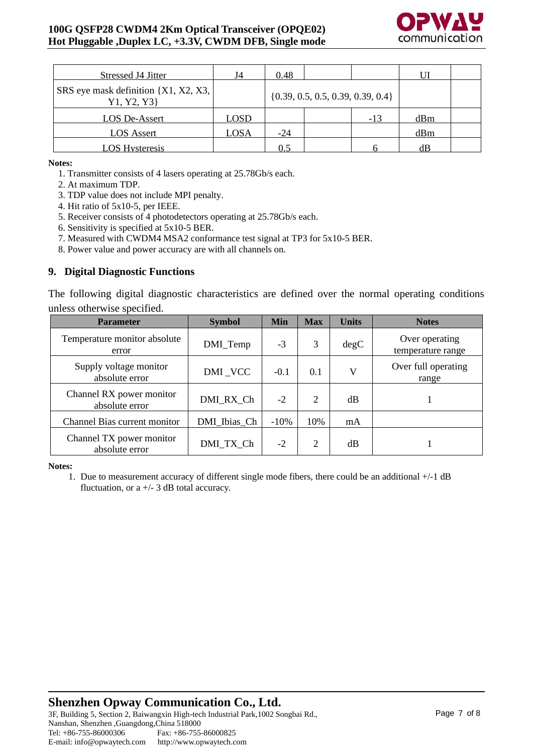| | | | | | | |
|---|---|---|---|---|---|---|
| Stressed J4 Jitter | J4 | 0.48 | | | UI | |
| SRS eye mask definition {X1, X2, X3, Y1, Y2, Y3} | | {0.39, 0.5, 0.5, 0.39, 0.39, 0.4} | | | | |
| LOS De-Assert | LOSD | | | -13 | dBm | |
| LOS Assert | LOSA | -24 | | | dBm | |
| LOS Hysteresis | | 0.5 | | 6 | dB | |

**Notes:**

1. Transmitter consists of 4 lasers operating at 25.78Gb/s each.
2. At maximum TDP.
3. TDP value does not include MPI penalty.
4. Hit ratio of 5x10-5, per IEEE.
5. Receiver consists of 4 photodetectors operating at 25.78Gb/s each.
6. Sensitivity is specified at 5x10-5 BER.
7. Measured with CWDM4 MSA2 conformance test signal at TP3 for 5x10-5 BER.
8. Power value and power accuracy are with all channels on.

## 9. Digital Diagnostic Functions

The following digital diagnostic characteristics are defined over the normal operating conditions unless otherwise specified.

| Parameter | Symbol | Min | Max | Units | Notes |
|---|---|---|---|---|---|
| Temperature monitor absolute error | DMI_Temp | -3 | 3 | degC | Over operating temperature range |
| Supply voltage monitor absolute error | DMI _VCC | -0.1 | 0.1 | V | Over full operating range |
| Channel RX power monitor absolute error | DMI_RX_Ch | -2 | 2 | dB | 1 |
| Channel Bias current monitor | DMI_Ibias_Ch | -10% | 10% | mA | |
| Channel TX power monitor absolute error | DMI_TX_Ch | -2 | 2 | dB | 1 |

**Notes:**

1. Due to measurement accuracy of different single mode fibers, there could be an additional +/-1 dB fluctuation, or a +/- 3 dB total accuracy.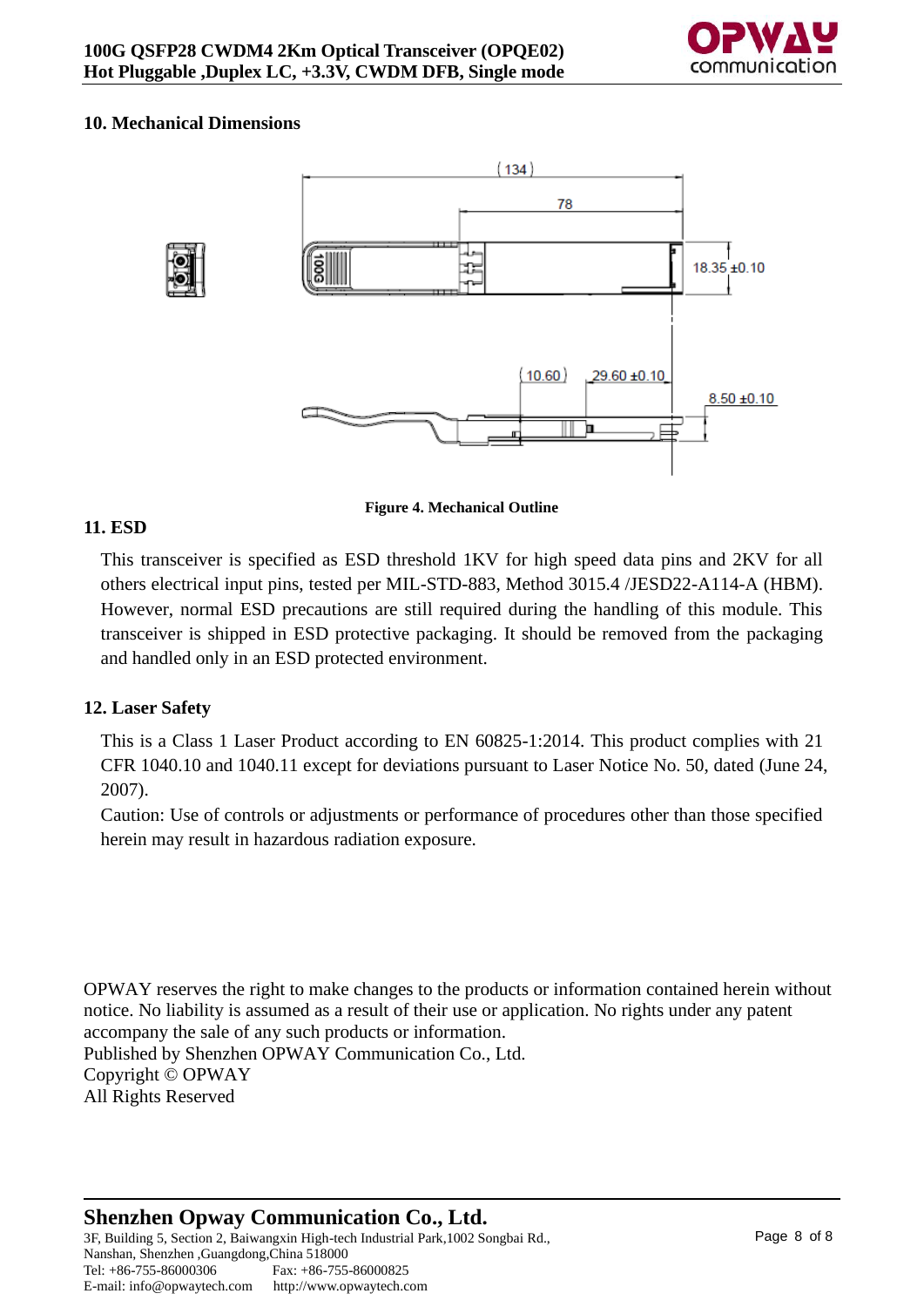## 10. Mechanical Dimensions

(134)
78
18.35 ±0.10
(10.60)
29.60 ±0.10
8.50 ±0.10

**Figure 4. Mechanical Outline**

## 11. ESD

This transceiver is specified as ESD threshold 1KV for high speed data pins and 2KV for all others electrical input pins, tested per MIL-STD-883, Method 3015.4 /JESD22-A114-A (HBM). However, normal ESD precautions are still required during the handling of this module. This transceiver is shipped in ESD protective packaging. It should be removed from the packaging and handled only in an ESD protected environment.

## 12. Laser Safety

This is a Class 1 Laser Product according to EN 60825-1:2014. This product complies with 21 CFR 1040.10 and 1040.11 except for deviations pursuant to Laser Notice No. 50, dated (June 24, 2007).

Caution: Use of controls or adjustments or performance of procedures other than those specified herein may result in hazardous radiation exposure.

OPWAY reserves the right to make changes to the products or information contained herein without notice. No liability is assumed as a result of their use or application. No rights under any patent accompany the sale of any such products or information.
Published by Shenzhen OPWAY Communication Co., Ltd.
Copyright © OPWAY
All Rights Reserved